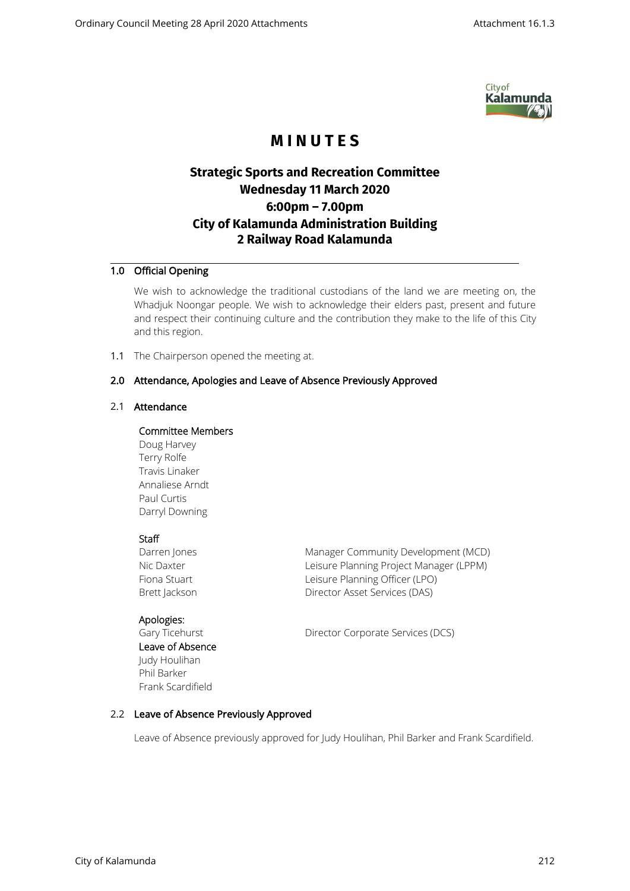# MINUTES

## Strategic Sports and Recreation Committee
## Wednesday 11 March 2020
## 6:00pm – 7.00pm
## City of Kalamunda Administration Building
## 2 Railway Road Kalamunda

### 1.0 Official Opening

We wish to acknowledge the traditional custodians of the land we are meeting on, the Whadjuk Noongar people. We wish to acknowledge their elders past, present and future and respect their continuing culture and the contribution they make to the life of this City and this region.

1.1 The Chairperson opened the meeting at.

### 2.0 Attendance, Apologies and Leave of Absence Previously Approved

#### 2.1 Attendance

**Committee Members**

Doug Harvey
Terry Rolfe
Travis Linaker
Annaliese Arndt
Paul Curtis
Darryl Downing

**Staff**

| | |
|---|---|
| Darren Jones | Manager Community Development (MCD) |
| Nic Daxter | Leisure Planning Project Manager (LPPM) |
| Fiona Stuart | Leisure Planning Officer (LPO) |
| Brett Jackson | Director Asset Services (DAS) |

**Apologies:**

| | |
|---|---|
| Gary Ticehurst | Director Corporate Services (DCS) |

**Leave of Absence**

Judy Houlihan
Phil Barker
Frank Scardifield

#### 2.2 Leave of Absence Previously Approved

Leave of Absence previously approved for Judy Houlihan, Phil Barker and Frank Scardifield.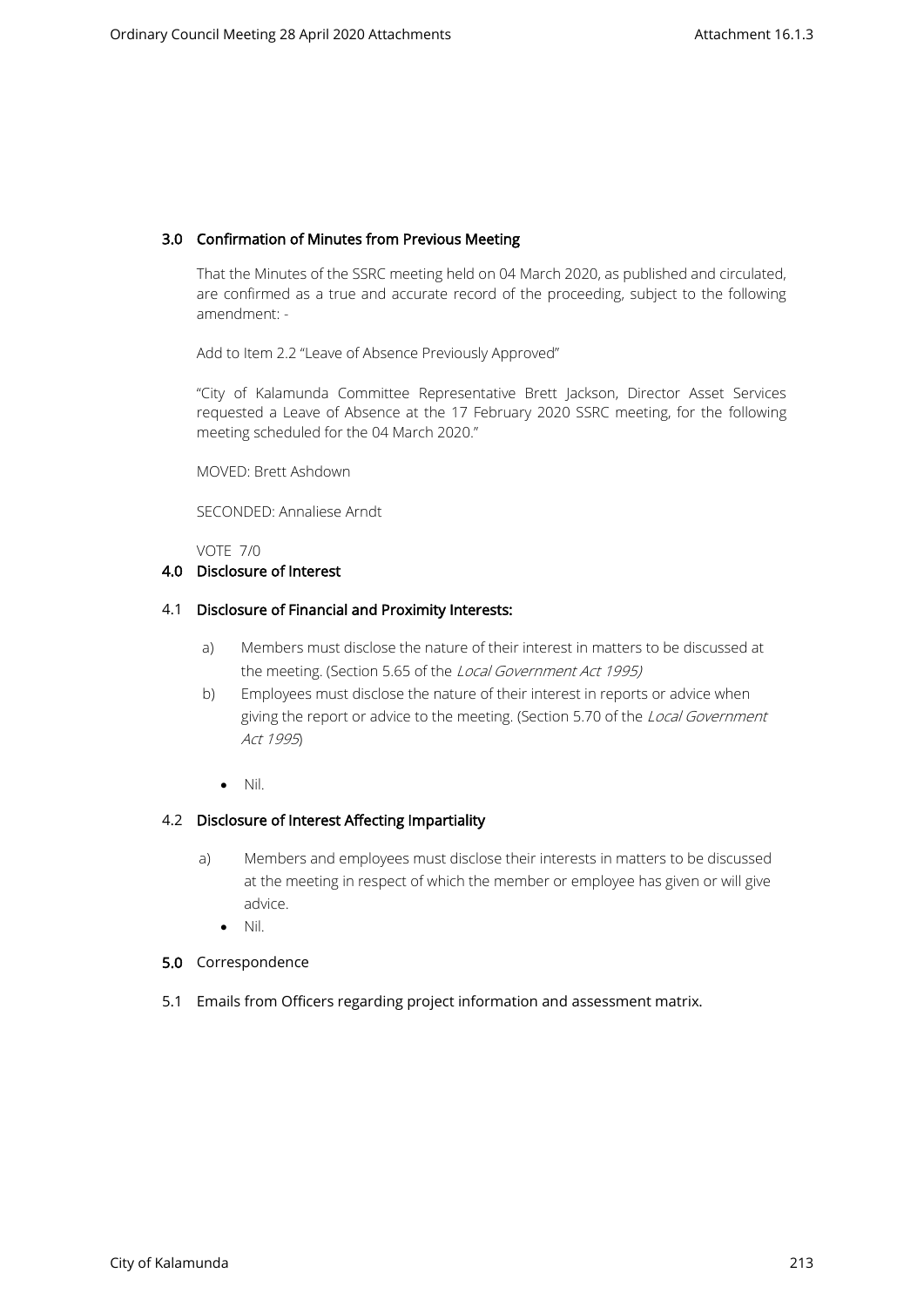## 3.0 Confirmation of Minutes from Previous Meeting

That the Minutes of the SSRC meeting held on 04 March 2020, as published and circulated, are confirmed as a true and accurate record of the proceeding, subject to the following amendment: -

Add to Item 2.2 "Leave of Absence Previously Approved"

"City of Kalamunda Committee Representative Brett Jackson, Director Asset Services requested a Leave of Absence at the 17 February 2020 SSRC meeting, for the following meeting scheduled for the 04 March 2020."

MOVED: Brett Ashdown

SECONDED: Annaliese Arndt

VOTE 7/0

## 4.0 Disclosure of Interest

### 4.1 Disclosure of Financial and Proximity Interests:

a) Members must disclose the nature of their interest in matters to be discussed at the meeting. (Section 5.65 of the *Local Government Act 1995)*

b) Employees must disclose the nature of their interest in reports or advice when giving the report or advice to the meeting. (Section 5.70 of the *Local Government Act 1995*)

- Nil.

### 4.2 Disclosure of Interest Affecting Impartiality

a) Members and employees must disclose their interests in matters to be discussed at the meeting in respect of which the member or employee has given or will give advice.

- Nil.

## 5.0 Correspondence

5.1 Emails from Officers regarding project information and assessment matrix.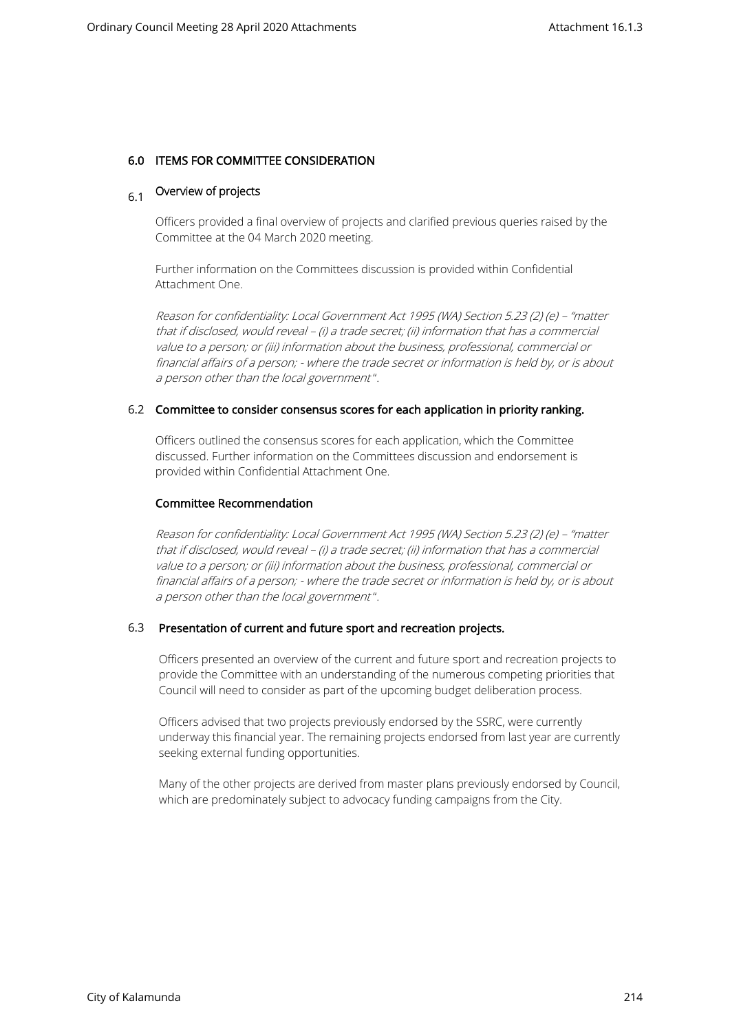## 6.0 ITEMS FOR COMMITTEE CONSIDERATION

### 6.1 Overview of projects

Officers provided a final overview of projects and clarified previous queries raised by the Committee at the 04 March 2020 meeting.

Further information on the Committees discussion is provided within Confidential Attachment One.

*Reason for confidentiality: Local Government Act 1995 (WA) Section 5.23 (2) (e) – "matter that if disclosed, would reveal – (i) a trade secret; (ii) information that has a commercial value to a person; or (iii) information about the business, professional, commercial or financial affairs of a person; - where the trade secret or information is held by, or is about a person other than the local government".*

### 6.2 Committee to consider consensus scores for each application in priority ranking.

Officers outlined the consensus scores for each application, which the Committee discussed. Further information on the Committees discussion and endorsement is provided within Confidential Attachment One.

**Committee Recommendation**

*Reason for confidentiality: Local Government Act 1995 (WA) Section 5.23 (2) (e) – "matter that if disclosed, would reveal – (i) a trade secret; (ii) information that has a commercial value to a person; or (iii) information about the business, professional, commercial or financial affairs of a person; - where the trade secret or information is held by, or is about a person other than the local government".*

### 6.3 Presentation of current and future sport and recreation projects.

Officers presented an overview of the current and future sport and recreation projects to provide the Committee with an understanding of the numerous competing priorities that Council will need to consider as part of the upcoming budget deliberation process.

Officers advised that two projects previously endorsed by the SSRC, were currently underway this financial year. The remaining projects endorsed from last year are currently seeking external funding opportunities.

Many of the other projects are derived from master plans previously endorsed by Council, which are predominately subject to advocacy funding campaigns from the City.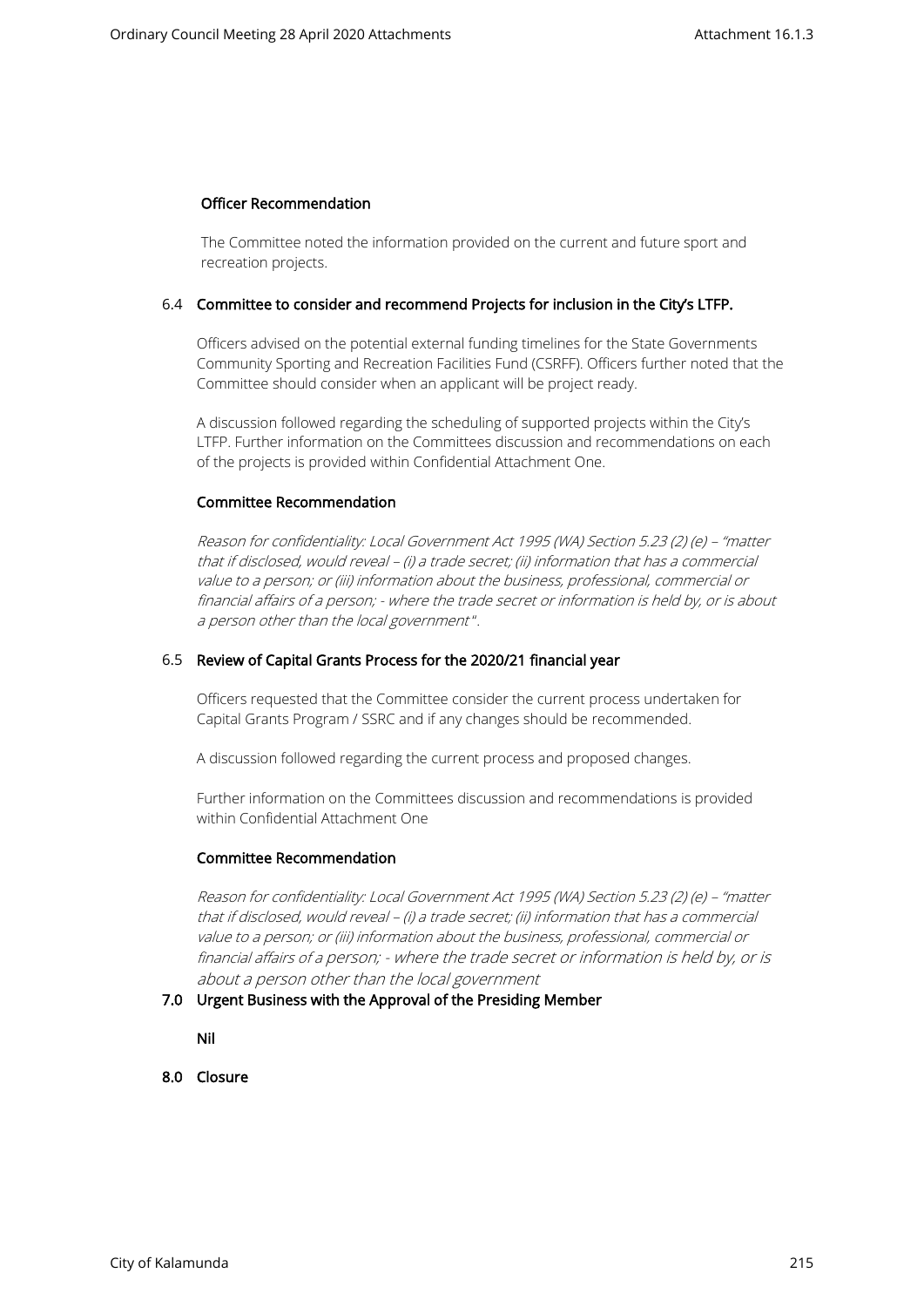**Officer Recommendation**

The Committee noted the information provided on the current and future sport and recreation projects.

### 6.4 Committee to consider and recommend Projects for inclusion in the City's LTFP.

Officers advised on the potential external funding timelines for the State Governments Community Sporting and Recreation Facilities Fund (CSRFF). Officers further noted that the Committee should consider when an applicant will be project ready.

A discussion followed regarding the scheduling of supported projects within the City's LTFP. Further information on the Committees discussion and recommendations on each of the projects is provided within Confidential Attachment One.

**Committee Recommendation**

*Reason for confidentiality: Local Government Act 1995 (WA) Section 5.23 (2) (e) – "matter that if disclosed, would reveal – (i) a trade secret; (ii) information that has a commercial value to a person; or (iii) information about the business, professional, commercial or financial affairs of a person; - where the trade secret or information is held by, or is about a person other than the local government".*

### 6.5 Review of Capital Grants Process for the 2020/21 financial year

Officers requested that the Committee consider the current process undertaken for Capital Grants Program / SSRC and if any changes should be recommended.

A discussion followed regarding the current process and proposed changes.

Further information on the Committees discussion and recommendations is provided within Confidential Attachment One

**Committee Recommendation**

*Reason for confidentiality: Local Government Act 1995 (WA) Section 5.23 (2) (e) – "matter that if disclosed, would reveal – (i) a trade secret; (ii) information that has a commercial value to a person; or (iii) information about the business, professional, commercial or financial affairs of a person; - where the trade secret or information is held by, or is about a person other than the local government*

## 7.0 Urgent Business with the Approval of the Presiding Member

**Nil**

## 8.0 Closure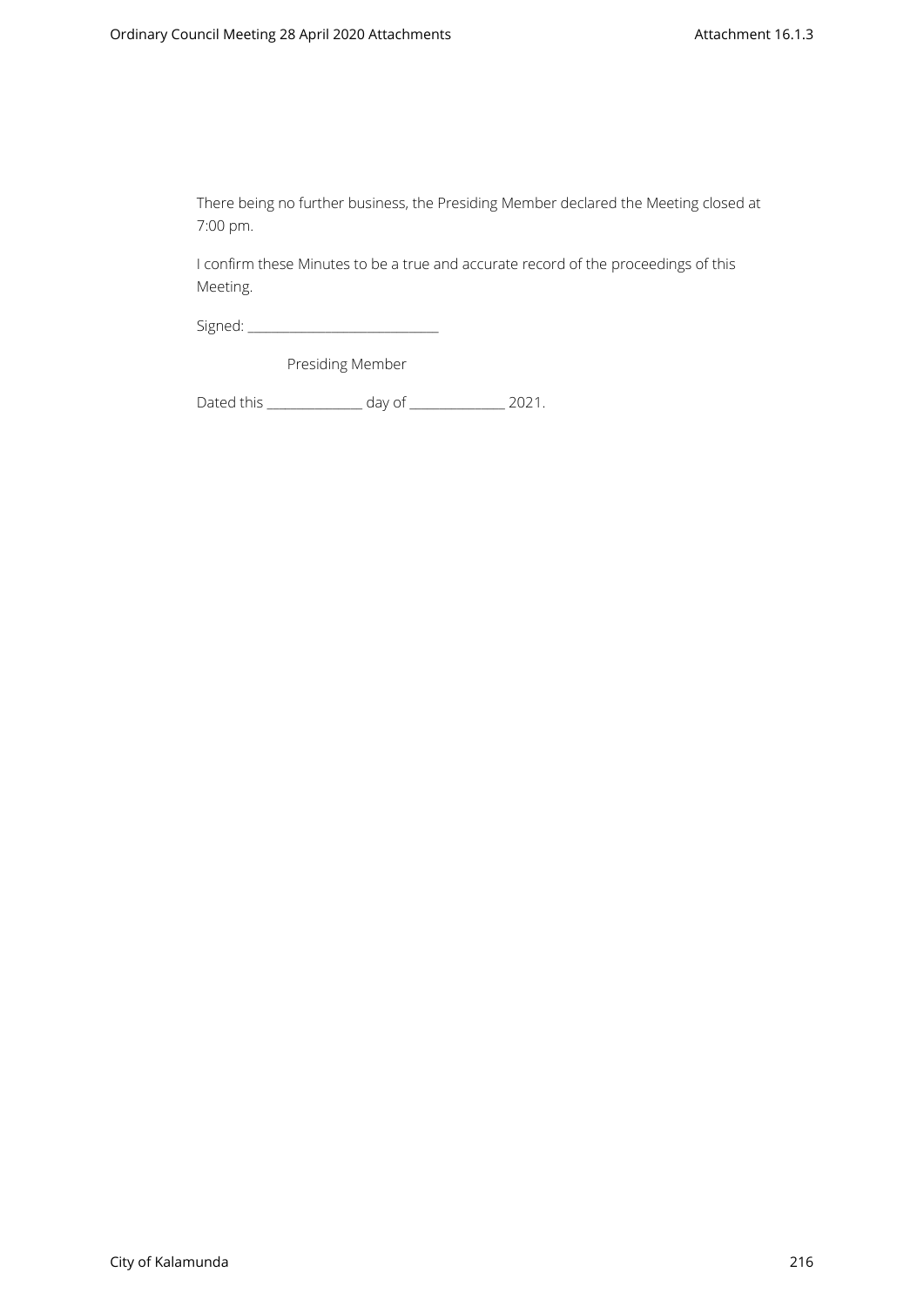There being no further business, the Presiding Member declared the Meeting closed at 7:00 pm.

I confirm these Minutes to be a true and accurate record of the proceedings of this Meeting.

Signed: ____________________________

Presiding Member

Dated this ______________ day of ______________ 2021.